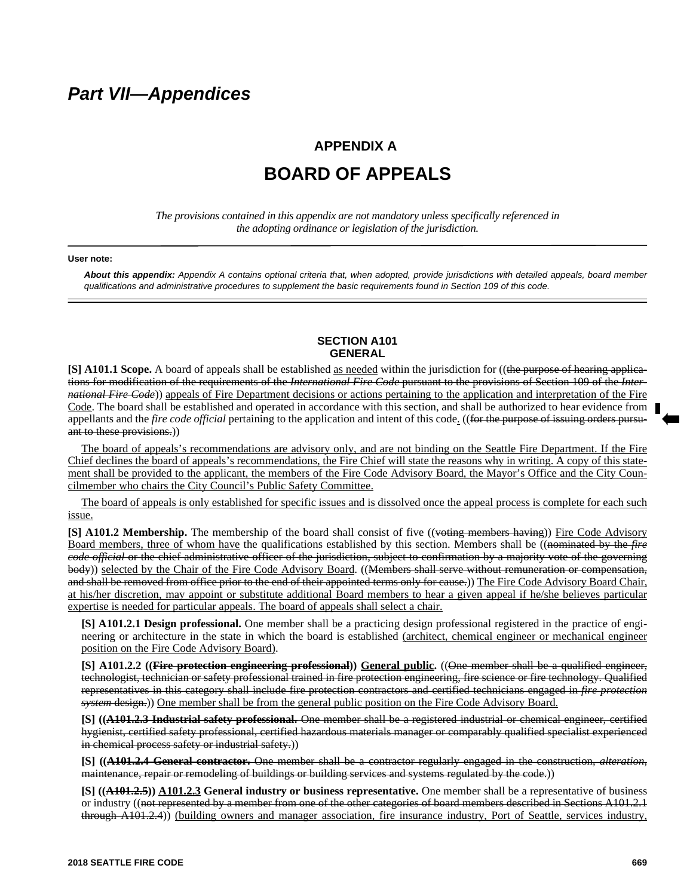# Part VII—Appendices

## APPENDIX A

# BOARD OF APPEALS

*The provisions contained in this appendix are not mandatory unless specifically referenced in the adopting ordinance or legislation of the jurisdiction.*

**User note:**

***About this appendix:*** *Appendix A contains optional criteria that, when adopted, provide jurisdictions with detailed appeals, board member qualifications and administrative procedures to supplement the basic requirements found in Section 109 of this code.*

### SECTION A101
### GENERAL

**[S] A101.1 Scope.** A board of appeals shall be established as needed within the jurisdiction for ((~~the purpose of hearing applications for modification of the requirements of the *International Fire Code* pursuant to the provisions of Section 109 of the *International Fire Code*~~)) appeals of Fire Department decisions or actions pertaining to the application and interpretation of the Fire Code. The board shall be established and operated in accordance with this section, and shall be authorized to hear evidence from appellants and the *fire code official* pertaining to the application and intent of this code. ((~~for the purpose of issuing orders pursuant to these provisions.~~))

The board of appeals's recommendations are advisory only, and are not binding on the Seattle Fire Department. If the Fire Chief declines the board of appeals's recommendations, the Fire Chief will state the reasons why in writing. A copy of this statement shall be provided to the applicant, the members of the Fire Code Advisory Board, the Mayor's Office and the City Councilmember who chairs the City Council's Public Safety Committee.

The board of appeals is only established for specific issues and is dissolved once the appeal process is complete for each such issue.

**[S] A101.2 Membership.** The membership of the board shall consist of five ((~~voting members having~~)) Fire Code Advisory Board members, three of whom have the qualifications established by this section. Members shall be ((~~nominated by the *fire code official* or the chief administrative officer of the jurisdiction, subject to confirmation by a majority vote of the governing body~~)) selected by the Chair of the Fire Code Advisory Board. ((~~Members shall serve without remuneration or compensation, and shall be removed from office prior to the end of their appointed terms only for cause.~~)) The Fire Code Advisory Board Chair, at his/her discretion, may appoint or substitute additional Board members to hear a given appeal if he/she believes particular expertise is needed for particular appeals. The board of appeals shall select a chair.

**[S] A101.2.1 Design professional.** One member shall be a practicing design professional registered in the practice of engineering or architecture in the state in which the board is established (architect, chemical engineer or mechanical engineer position on the Fire Code Advisory Board).

**[S] A101.2.2 ((~~Fire protection engineering professional~~)) General public.** ((~~One member shall be a qualified engineer, technologist, technician or safety professional trained in fire protection engineering, fire science or fire technology. Qualified representatives in this category shall include fire protection contractors and certified technicians engaged in *fire protection system* design.~~)) One member shall be from the general public position on the Fire Code Advisory Board.

**[S] ((~~A101.2.3 Industrial safety professional.~~** ~~One member shall be a registered industrial or chemical engineer, certified hygienist, certified safety professional, certified hazardous materials manager or comparably qualified specialist experienced in chemical process safety or industrial safety.~~))

**[S] ((~~A101.2.4 General contractor.~~** ~~One member shall be a contractor regularly engaged in the construction, *alteration*, maintenance, repair or remodeling of buildings or building services and systems regulated by the code.~~))

**[S] ((~~A101.2.5~~)) A101.2.3 General industry or business representative.** One member shall be a representative of business or industry ((~~not represented by a member from one of the other categories of board members described in Sections A101.2.1 through A101.2.4~~)) (building owners and manager association, fire insurance industry, Port of Seattle, services industry,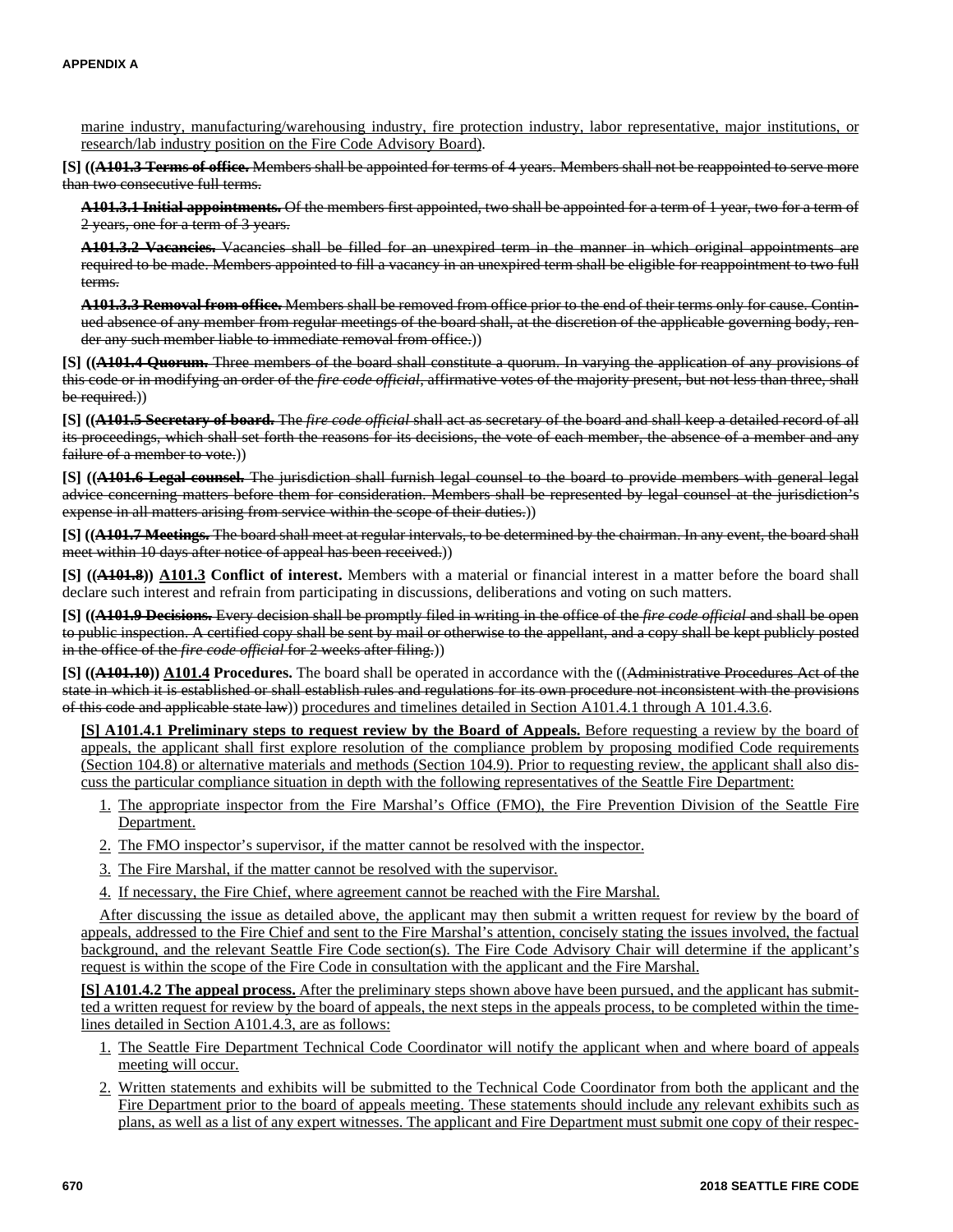marine industry, manufacturing/warehousing industry, fire protection industry, labor representative, major institutions, or research/lab industry position on the Fire Code Advisory Board).

**[S] ((~~A101.3 Terms of office.~~** ~~Members shall be appointed for terms of 4 years. Members shall not be reappointed to serve more than two consecutive full terms.~~

**~~A101.3.1 Initial appointments.~~** ~~Of the members first appointed, two shall be appointed for a term of 1 year, two for a term of 2 years, one for a term of 3 years.~~

**~~A101.3.2 Vacancies.~~** ~~Vacancies shall be filled for an unexpired term in the manner in which original appointments are required to be made. Members appointed to fill a vacancy in an unexpired term shall be eligible for reappointment to two full terms.~~

**~~A101.3.3 Removal from office.~~** ~~Members shall be removed from office prior to the end of their terms only for cause. Continued absence of any member from regular meetings of the board shall, at the discretion of the applicable governing body, render any such member liable to immediate removal from office.~~))

**[S] ((~~A101.4 Quorum.~~** ~~Three members of the board shall constitute a quorum. In varying the application of any provisions of this code or in modifying an order of the *fire code official*, affirmative votes of the majority present, but not less than three, shall be required.~~))

**[S] ((~~A101.5 Secretary of board.~~** ~~The *fire code official* shall act as secretary of the board and shall keep a detailed record of all its proceedings, which shall set forth the reasons for its decisions, the vote of each member, the absence of a member and any failure of a member to vote.~~))

**[S] ((~~A101.6 Legal counsel.~~** ~~The jurisdiction shall furnish legal counsel to the board to provide members with general legal advice concerning matters before them for consideration. Members shall be represented by legal counsel at the jurisdiction's expense in all matters arising from service within the scope of their duties.~~))

**[S] ((~~A101.7 Meetings.~~** ~~The board shall meet at regular intervals, to be determined by the chairman. In any event, the board shall meet within 10 days after notice of appeal has been received.~~))

**[S] ((~~A101.8~~)) A101.3 Conflict of interest.** Members with a material or financial interest in a matter before the board shall declare such interest and refrain from participating in discussions, deliberations and voting on such matters.

**[S] ((~~A101.9 Decisions.~~** ~~Every decision shall be promptly filed in writing in the office of the *fire code official* and shall be open to public inspection. A certified copy shall be sent by mail or otherwise to the appellant, and a copy shall be kept publicly posted in the office of the *fire code official* for 2 weeks after filing.~~))

**[S] ((~~A101.10~~)) A101.4 Procedures.** The board shall be operated in accordance with the ((~~Administrative Procedures Act of the state in which it is established or shall establish rules and regulations for its own procedure not inconsistent with the provisions of this code and applicable state law~~)) procedures and timelines detailed in Section A101.4.1 through A 101.4.3.6.

**[S] A101.4.1 Preliminary steps to request review by the Board of Appeals.** Before requesting a review by the board of appeals, the applicant shall first explore resolution of the compliance problem by proposing modified Code requirements (Section 104.8) or alternative materials and methods (Section 104.9). Prior to requesting review, the applicant shall also discuss the particular compliance situation in depth with the following representatives of the Seattle Fire Department:

1. The appropriate inspector from the Fire Marshal's Office (FMO), the Fire Prevention Division of the Seattle Fire Department.
2. The FMO inspector's supervisor, if the matter cannot be resolved with the inspector.
3. The Fire Marshal, if the matter cannot be resolved with the supervisor.
4. If necessary, the Fire Chief, where agreement cannot be reached with the Fire Marshal.

After discussing the issue as detailed above, the applicant may then submit a written request for review by the board of appeals, addressed to the Fire Chief and sent to the Fire Marshal's attention, concisely stating the issues involved, the factual background, and the relevant Seattle Fire Code section(s). The Fire Code Advisory Chair will determine if the applicant's request is within the scope of the Fire Code in consultation with the applicant and the Fire Marshal.

**[S] A101.4.2 The appeal process.** After the preliminary steps shown above have been pursued, and the applicant has submitted a written request for review by the board of appeals, the next steps in the appeals process, to be completed within the timelines detailed in Section A101.4.3, are as follows:

1. The Seattle Fire Department Technical Code Coordinator will notify the applicant when and where board of appeals meeting will occur.
2. Written statements and exhibits will be submitted to the Technical Code Coordinator from both the applicant and the Fire Department prior to the board of appeals meeting. These statements should include any relevant exhibits such as plans, as well as a list of any expert witnesses. The applicant and Fire Department must submit one copy of their respec-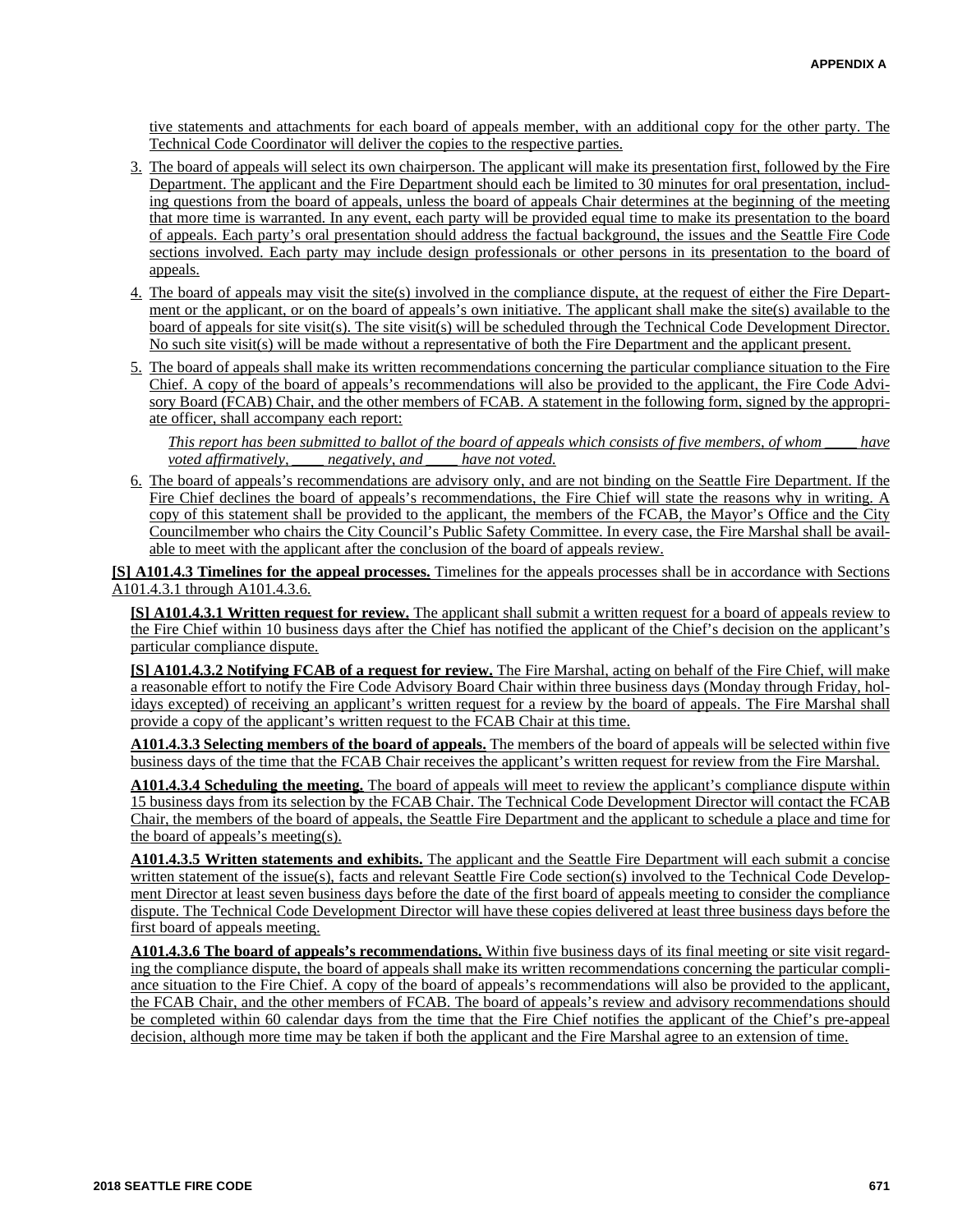tive statements and attachments for each board of appeals member, with an additional copy for the other party. The Technical Code Coordinator will deliver the copies to the respective parties.

3. The board of appeals will select its own chairperson. The applicant will make its presentation first, followed by the Fire Department. The applicant and the Fire Department should each be limited to 30 minutes for oral presentation, including questions from the board of appeals, unless the board of appeals Chair determines at the beginning of the meeting that more time is warranted. In any event, each party will be provided equal time to make its presentation to the board of appeals. Each party's oral presentation should address the factual background, the issues and the Seattle Fire Code sections involved. Each party may include design professionals or other persons in its presentation to the board of appeals.
4. The board of appeals may visit the site(s) involved in the compliance dispute, at the request of either the Fire Department or the applicant, or on the board of appeals's own initiative. The applicant shall make the site(s) available to the board of appeals for site visit(s). The site visit(s) will be scheduled through the Technical Code Development Director. No such site visit(s) will be made without a representative of both the Fire Department and the applicant present.
5. The board of appeals shall make its written recommendations concerning the particular compliance situation to the Fire Chief. A copy of the board of appeals's recommendations will also be provided to the applicant, the Fire Code Advisory Board (FCAB) Chair, and the other members of FCAB. A statement in the following form, signed by the appropriate officer, shall accompany each report:

   *This report has been submitted to ballot of the board of appeals which consists of five members, of whom \_\_\_\_ have voted affirmatively, \_\_\_\_ negatively, and \_\_\_\_ have not voted.*

6. The board of appeals's recommendations are advisory only, and are not binding on the Seattle Fire Department. If the Fire Chief declines the board of appeals's recommendations, the Fire Chief will state the reasons why in writing. A copy of this statement shall be provided to the applicant, the members of the FCAB, the Mayor's Office and the City Councilmember who chairs the City Council's Public Safety Committee. In every case, the Fire Marshal shall be available to meet with the applicant after the conclusion of the board of appeals review.

**[S] A101.4.3 Timelines for the appeal processes.** Timelines for the appeals processes shall be in accordance with Sections A101.4.3.1 through A101.4.3.6.

**[S] A101.4.3.1 Written request for review.** The applicant shall submit a written request for a board of appeals review to the Fire Chief within 10 business days after the Chief has notified the applicant of the Chief's decision on the applicant's particular compliance dispute.

**[S] A101.4.3.2 Notifying FCAB of a request for review.** The Fire Marshal, acting on behalf of the Fire Chief, will make a reasonable effort to notify the Fire Code Advisory Board Chair within three business days (Monday through Friday, holidays excepted) of receiving an applicant's written request for a review by the board of appeals. The Fire Marshal shall provide a copy of the applicant's written request to the FCAB Chair at this time.

**A101.4.3.3 Selecting members of the board of appeals.** The members of the board of appeals will be selected within five business days of the time that the FCAB Chair receives the applicant's written request for review from the Fire Marshal.

**A101.4.3.4 Scheduling the meeting.** The board of appeals will meet to review the applicant's compliance dispute within 15 business days from its selection by the FCAB Chair. The Technical Code Development Director will contact the FCAB Chair, the members of the board of appeals, the Seattle Fire Department and the applicant to schedule a place and time for the board of appeals's meeting(s).

**A101.4.3.5 Written statements and exhibits.** The applicant and the Seattle Fire Department will each submit a concise written statement of the issue(s), facts and relevant Seattle Fire Code section(s) involved to the Technical Code Development Director at least seven business days before the date of the first board of appeals meeting to consider the compliance dispute. The Technical Code Development Director will have these copies delivered at least three business days before the first board of appeals meeting.

**A101.4.3.6 The board of appeals's recommendations.** Within five business days of its final meeting or site visit regarding the compliance dispute, the board of appeals shall make its written recommendations concerning the particular compliance situation to the Fire Chief. A copy of the board of appeals's recommendations will also be provided to the applicant, the FCAB Chair, and the other members of FCAB. The board of appeals's review and advisory recommendations should be completed within 60 calendar days from the time that the Fire Chief notifies the applicant of the Chief's pre-appeal decision, although more time may be taken if both the applicant and the Fire Marshal agree to an extension of time.